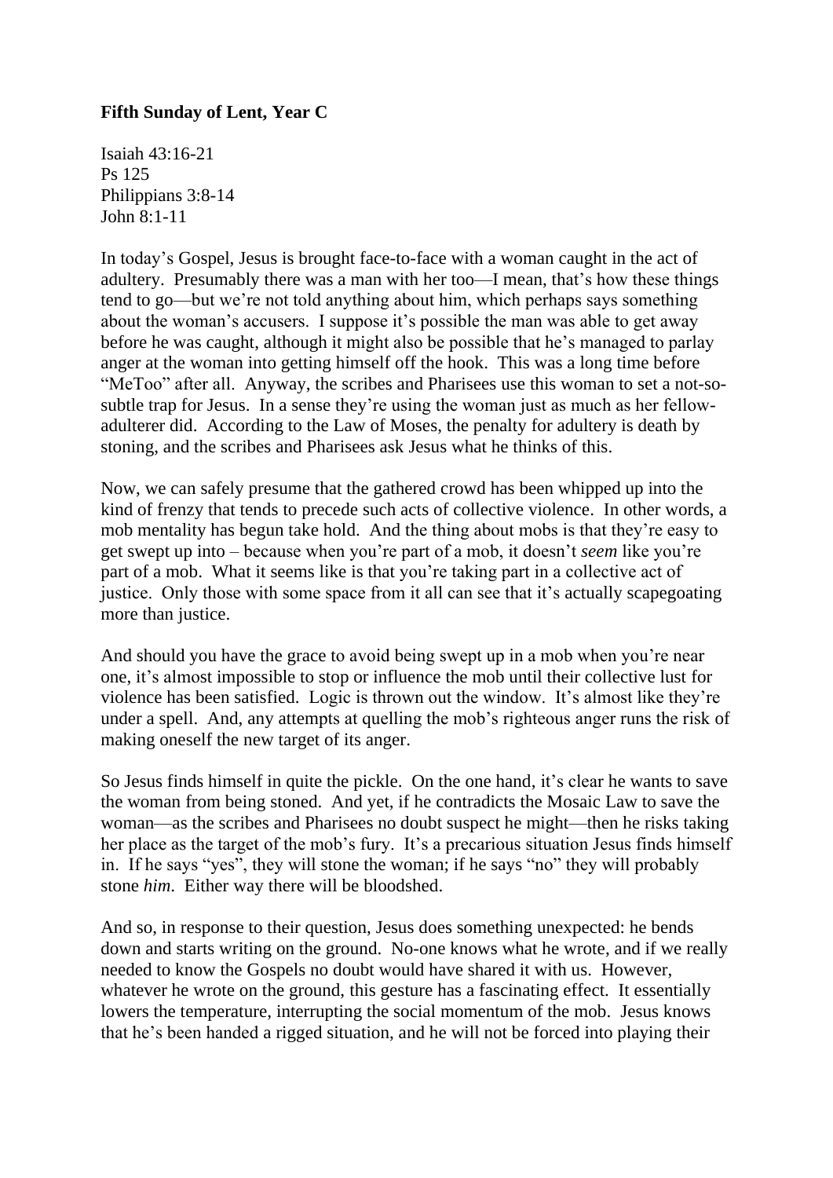**Fifth Sunday of Lent, Year C**

Isaiah 43:16-21
Ps 125
Philippians 3:8-14
John 8:1-11

In today's Gospel, Jesus is brought face-to-face with a woman caught in the act of adultery. Presumably there was a man with her too—I mean, that's how these things tend to go—but we're not told anything about him, which perhaps says something about the woman's accusers. I suppose it's possible the man was able to get away before he was caught, although it might also be possible that he's managed to parlay anger at the woman into getting himself off the hook. This was a long time before "MeToo" after all. Anyway, the scribes and Pharisees use this woman to set a not-so-subtle trap for Jesus. In a sense they're using the woman just as much as her fellow-adulterer did. According to the Law of Moses, the penalty for adultery is death by stoning, and the scribes and Pharisees ask Jesus what he thinks of this.

Now, we can safely presume that the gathered crowd has been whipped up into the kind of frenzy that tends to precede such acts of collective violence. In other words, a mob mentality has begun take hold. And the thing about mobs is that they're easy to get swept up into – because when you're part of a mob, it doesn't *seem* like you're part of a mob. What it seems like is that you're taking part in a collective act of justice. Only those with some space from it all can see that it's actually scapegoating more than justice.

And should you have the grace to avoid being swept up in a mob when you're near one, it's almost impossible to stop or influence the mob until their collective lust for violence has been satisfied. Logic is thrown out the window. It's almost like they're under a spell. And, any attempts at quelling the mob's righteous anger runs the risk of making oneself the new target of its anger.

So Jesus finds himself in quite the pickle. On the one hand, it's clear he wants to save the woman from being stoned. And yet, if he contradicts the Mosaic Law to save the woman—as the scribes and Pharisees no doubt suspect he might—then he risks taking her place as the target of the mob's fury. It's a precarious situation Jesus finds himself in. If he says "yes", they will stone the woman; if he says "no" they will probably stone *him*. Either way there will be bloodshed.

And so, in response to their question, Jesus does something unexpected: he bends down and starts writing on the ground. No-one knows what he wrote, and if we really needed to know the Gospels no doubt would have shared it with us. However, whatever he wrote on the ground, this gesture has a fascinating effect. It essentially lowers the temperature, interrupting the social momentum of the mob. Jesus knows that he's been handed a rigged situation, and he will not be forced into playing their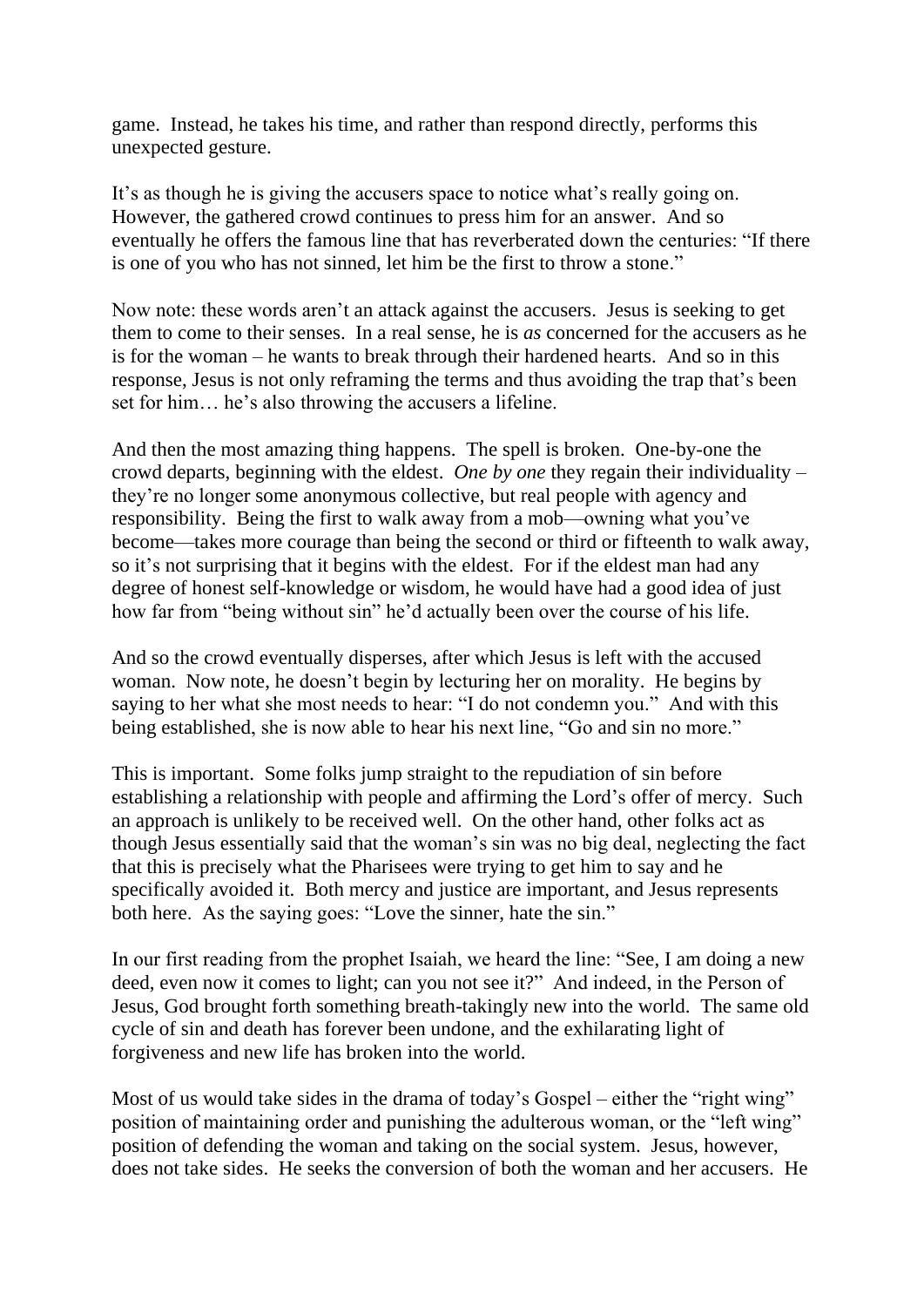game. Instead, he takes his time, and rather than respond directly, performs this unexpected gesture.

It's as though he is giving the accusers space to notice what's really going on. However, the gathered crowd continues to press him for an answer. And so eventually he offers the famous line that has reverberated down the centuries: "If there is one of you who has not sinned, let him be the first to throw a stone."

Now note: these words aren't an attack against the accusers. Jesus is seeking to get them to come to their senses. In a real sense, he is *as* concerned for the accusers as he is for the woman – he wants to break through their hardened hearts. And so in this response, Jesus is not only reframing the terms and thus avoiding the trap that's been set for him… he's also throwing the accusers a lifeline.

And then the most amazing thing happens. The spell is broken. One-by-one the crowd departs, beginning with the eldest. *One by one* they regain their individuality – they're no longer some anonymous collective, but real people with agency and responsibility. Being the first to walk away from a mob—owning what you've become—takes more courage than being the second or third or fifteenth to walk away, so it's not surprising that it begins with the eldest. For if the eldest man had any degree of honest self-knowledge or wisdom, he would have had a good idea of just how far from "being without sin" he'd actually been over the course of his life.

And so the crowd eventually disperses, after which Jesus is left with the accused woman. Now note, he doesn't begin by lecturing her on morality. He begins by saying to her what she most needs to hear: "I do not condemn you." And with this being established, she is now able to hear his next line, "Go and sin no more."

This is important. Some folks jump straight to the repudiation of sin before establishing a relationship with people and affirming the Lord's offer of mercy. Such an approach is unlikely to be received well. On the other hand, other folks act as though Jesus essentially said that the woman's sin was no big deal, neglecting the fact that this is precisely what the Pharisees were trying to get him to say and he specifically avoided it. Both mercy and justice are important, and Jesus represents both here. As the saying goes: "Love the sinner, hate the sin."

In our first reading from the prophet Isaiah, we heard the line: "See, I am doing a new deed, even now it comes to light; can you not see it?" And indeed, in the Person of Jesus, God brought forth something breath-takingly new into the world. The same old cycle of sin and death has forever been undone, and the exhilarating light of forgiveness and new life has broken into the world.

Most of us would take sides in the drama of today's Gospel – either the "right wing" position of maintaining order and punishing the adulterous woman, or the "left wing" position of defending the woman and taking on the social system. Jesus, however, does not take sides. He seeks the conversion of both the woman and her accusers. He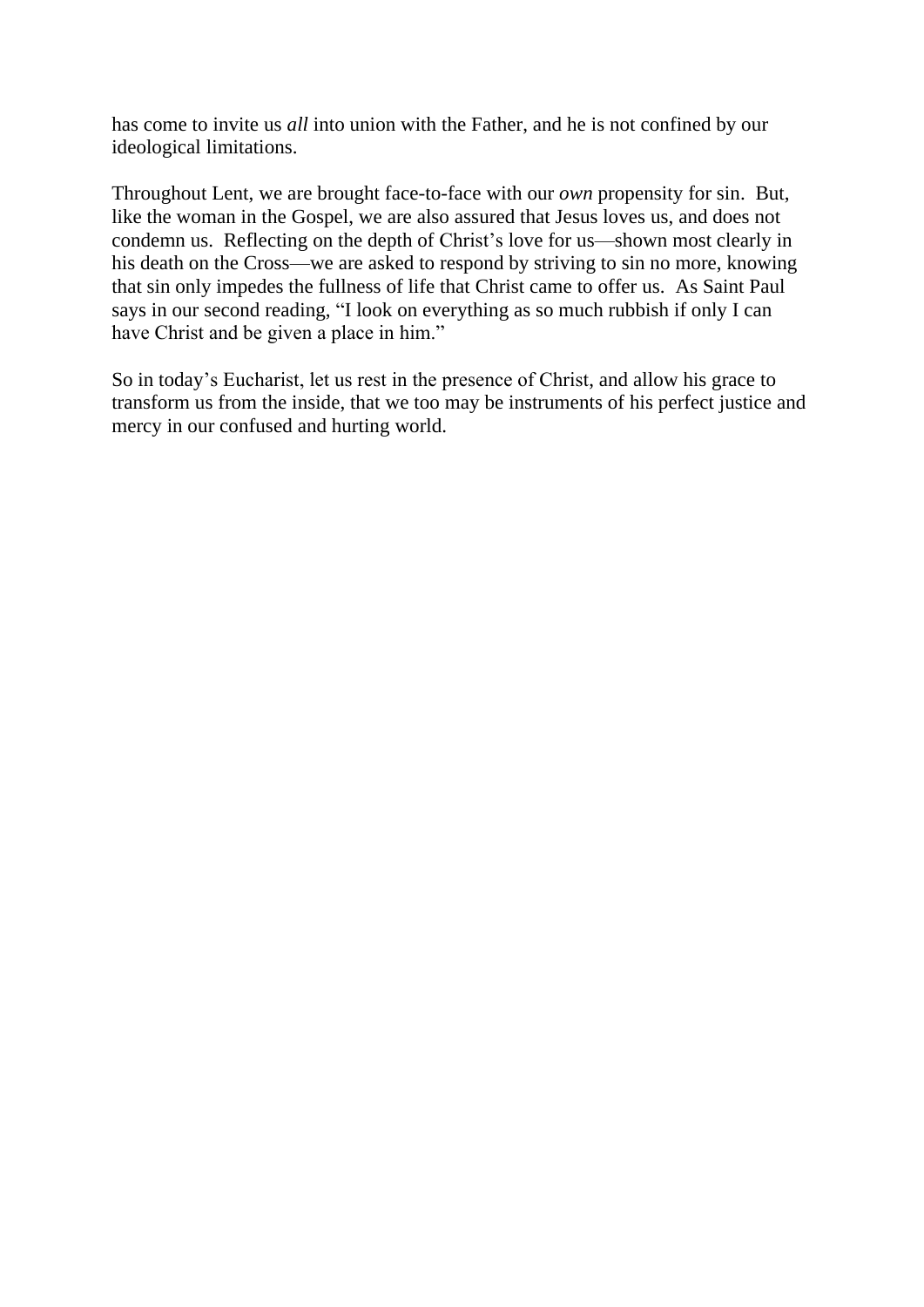has come to invite us *all* into union with the Father, and he is not confined by our ideological limitations.

Throughout Lent, we are brought face-to-face with our *own* propensity for sin. But, like the woman in the Gospel, we are also assured that Jesus loves us, and does not condemn us. Reflecting on the depth of Christ's love for us—shown most clearly in his death on the Cross—we are asked to respond by striving to sin no more, knowing that sin only impedes the fullness of life that Christ came to offer us. As Saint Paul says in our second reading, "I look on everything as so much rubbish if only I can have Christ and be given a place in him."

So in today's Eucharist, let us rest in the presence of Christ, and allow his grace to transform us from the inside, that we too may be instruments of his perfect justice and mercy in our confused and hurting world.